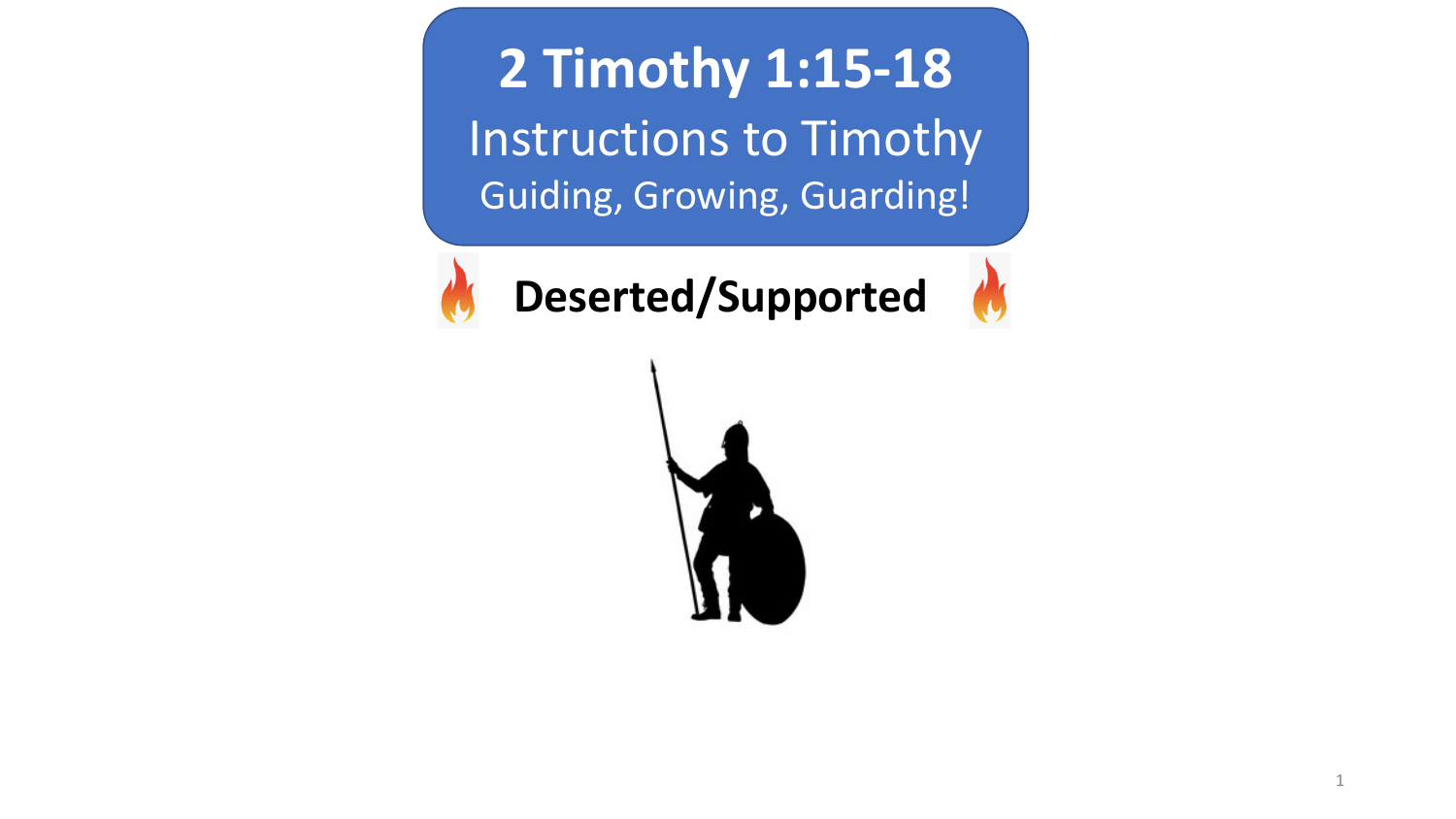# 2 Timothy 1:15-18

## Instructions to Timothy

### Guiding, Growing, Guarding!

**Deserted/Supported**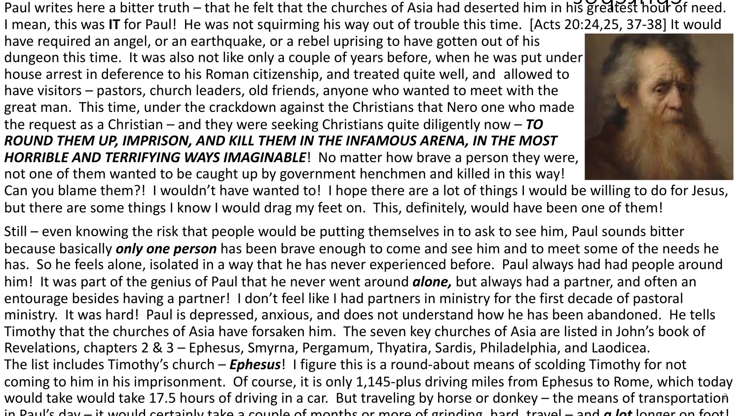Paul writes here a bitter truth – that he felt that the churches of Asia had deserted him in his greatest hour of need. I mean, this was **IT** for Paul! He was not squirming his way out of trouble this time. [Acts 20:24,25, 37-38] It would have required an angel, or an earthquake, or a rebel uprising to have gotten out of his dungeon this time. It was also not like only a couple of years before, when he was put under house arrest in deference to his Roman citizenship, and treated quite well, and allowed to have visitors – pastors, church leaders, old friends, anyone who wanted to meet with the great man. This time, under the crackdown against the Christians that Nero one who made the request as a Christian – and they were seeking Christians quite diligently now – ***TO ROUND THEM UP, IMPRISON, AND KILL THEM IN THE INFAMOUS ARENA, IN THE MOST HORRIBLE AND TERRIFYING WAYS IMAGINABLE***! No matter how brave a person they were, not one of them wanted to be caught up by government henchmen and killed in this way! Can you blame them?! I wouldn't have wanted to! I hope there are a lot of things I would be willing to do for Jesus, but there are some things I know I would drag my feet on. This, definitely, would have been one of them!

Still – even knowing the risk that people would be putting themselves in to ask to see him, Paul sounds bitter because basically ***only one person*** has been brave enough to come and see him and to meet some of the needs he has. So he feels alone, isolated in a way that he has never experienced before. Paul always had had people around him! It was part of the genius of Paul that he never went around ***alone,*** but always had a partner, and often an entourage besides having a partner! I don't feel like I had partners in ministry for the first decade of pastoral ministry. It was hard! Paul is depressed, anxious, and does not understand how he has been abandoned. He tells Timothy that the churches of Asia have forsaken him. The seven key churches of Asia are listed in John's book of Revelations, chapters 2 & 3 – Ephesus, Smyrna, Pergamum, Thyatira, Sardis, Philadelphia, and Laodicea. The list includes Timothy's church – ***Ephesus***! I figure this is a round-about means of scolding Timothy for not coming to him in his imprisonment. Of course, it is only 1,145-plus driving miles from Ephesus to Rome, which today would take would take 17.5 hours of driving in a car. But traveling by horse or donkey – the means of transportation in Paul's day – it would certainly take a couple of months or more of grinding, hard, travel – and ***a lot*** longer on foot!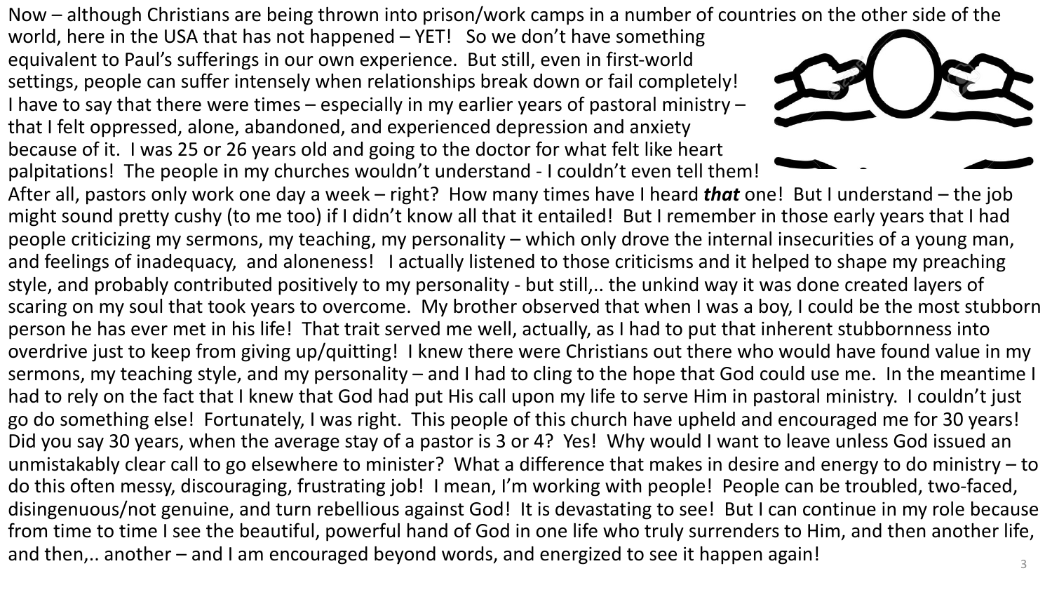Now – although Christians are being thrown into prison/work camps in a number of countries on the other side of the world, here in the USA that has not happened – YET! So we don't have something equivalent to Paul's sufferings in our own experience. But still, even in first-world settings, people can suffer intensely when relationships break down or fail completely! I have to say that there were times – especially in my earlier years of pastoral ministry – that I felt oppressed, alone, abandoned, and experienced depression and anxiety because of it. I was 25 or 26 years old and going to the doctor for what felt like heart palpitations! The people in my churches wouldn't understand - I couldn't even tell them! After all, pastors only work one day a week – right? How many times have I heard ***that*** one! But I understand – the job might sound pretty cushy (to me too) if I didn't know all that it entailed! But I remember in those early years that I had people criticizing my sermons, my teaching, my personality – which only drove the internal insecurities of a young man, and feelings of inadequacy, and aloneness! I actually listened to those criticisms and it helped to shape my preaching style, and probably contributed positively to my personality - but still,.. the unkind way it was done created layers of scaring on my soul that took years to overcome. My brother observed that when I was a boy, I could be the most stubborn person he has ever met in his life! That trait served me well, actually, as I had to put that inherent stubbornness into overdrive just to keep from giving up/quitting! I knew there were Christians out there who would have found value in my sermons, my teaching style, and my personality – and I had to cling to the hope that God could use me. In the meantime I had to rely on the fact that I knew that God had put His call upon my life to serve Him in pastoral ministry. I couldn't just go do something else! Fortunately, I was right. This people of this church have upheld and encouraged me for 30 years! Did you say 30 years, when the average stay of a pastor is 3 or 4? Yes! Why would I want to leave unless God issued an unmistakably clear call to go elsewhere to minister? What a difference that makes in desire and energy to do ministry – to do this often messy, discouraging, frustrating job! I mean, I'm working with people! People can be troubled, two-faced, disingenuous/not genuine, and turn rebellious against God! It is devastating to see! But I can continue in my role because from time to time I see the beautiful, powerful hand of God in one life who truly surrenders to Him, and then another life, and then,.. another – and I am encouraged beyond words, and energized to see it happen again!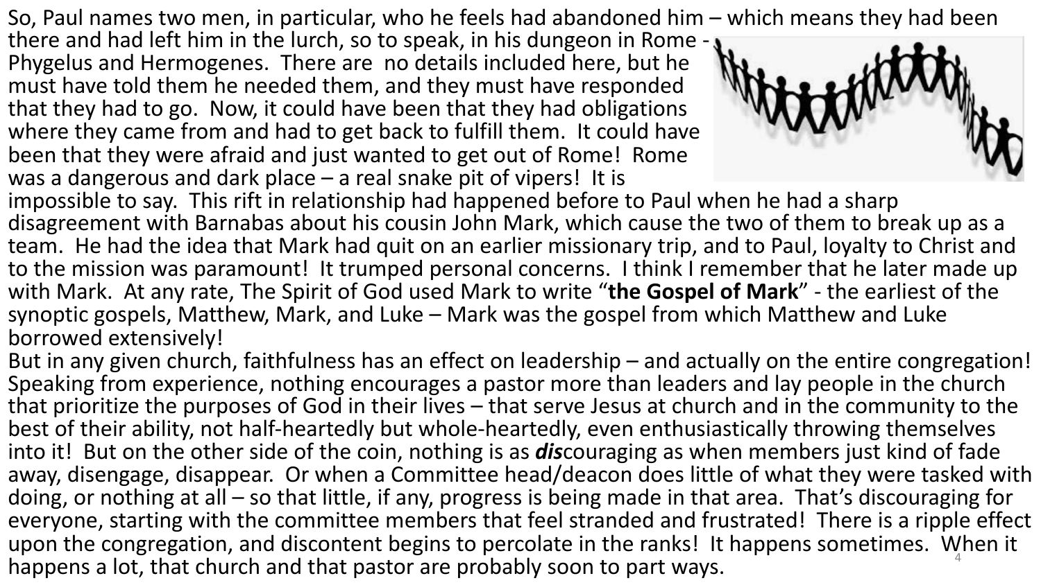So, Paul names two men, in particular, who he feels had abandoned him – which means they had been there and had left him in the lurch, so to speak, in his dungeon in Rome - Phygelus and Hermogenes. There are no details included here, but he must have told them he needed them, and they must have responded that they had to go. Now, it could have been that they had obligations where they came from and had to get back to fulfill them. It could have been that they were afraid and just wanted to get out of Rome! Rome was a dangerous and dark place – a real snake pit of vipers! It is impossible to say. This rift in relationship had happened before to Paul when he had a sharp disagreement with Barnabas about his cousin John Mark, which cause the two of them to break up as a team. He had the idea that Mark had quit on an earlier missionary trip, and to Paul, loyalty to Christ and to the mission was paramount! It trumped personal concerns. I think I remember that he later made up with Mark. At any rate, The Spirit of God used Mark to write "**the Gospel of Mark**" - the earliest of the synoptic gospels, Matthew, Mark, and Luke – Mark was the gospel from which Matthew and Luke borrowed extensively!

But in any given church, faithfulness has an effect on leadership – and actually on the entire congregation! Speaking from experience, nothing encourages a pastor more than leaders and lay people in the church that prioritize the purposes of God in their lives – that serve Jesus at church and in the community to the best of their ability, not half-heartedly but whole-heartedly, even enthusiastically throwing themselves into it! But on the other side of the coin, nothing is as ***dis***couraging as when members just kind of fade away, disengage, disappear. Or when a Committee head/deacon does little of what they were tasked with doing, or nothing at all – so that little, if any, progress is being made in that area. That's discouraging for everyone, starting with the committee members that feel stranded and frustrated! There is a ripple effect upon the congregation, and discontent begins to percolate in the ranks! It happens sometimes. When it happens a lot, that church and that pastor are probably soon to part ways.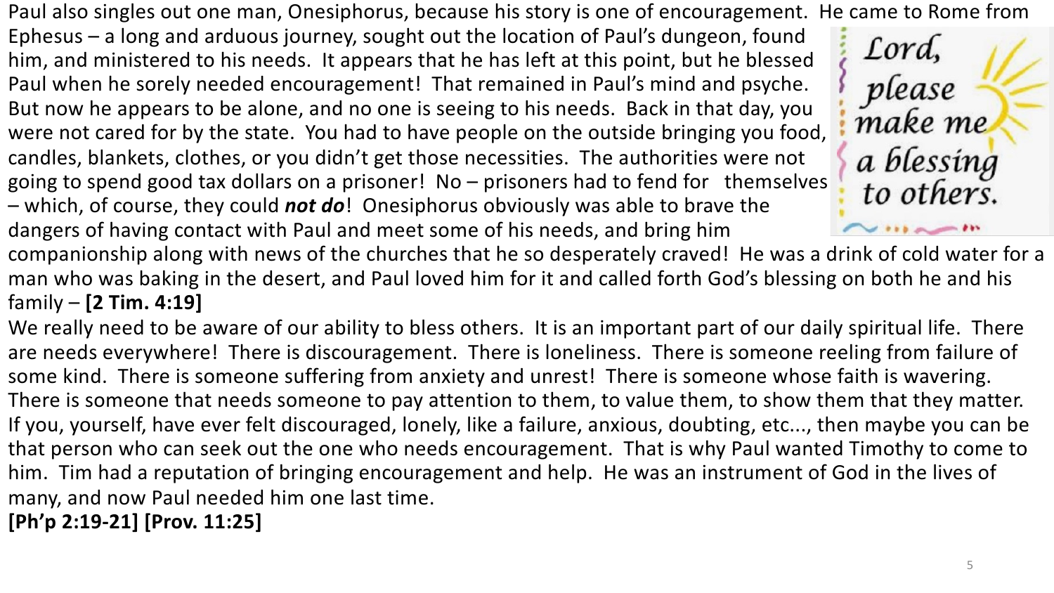Paul also singles out one man, Onesiphorus, because his story is one of encouragement. He came to Rome from Ephesus – a long and arduous journey, sought out the location of Paul's dungeon, found him, and ministered to his needs. It appears that he has left at this point, but he blessed Paul when he sorely needed encouragement! That remained in Paul's mind and psyche. But now he appears to be alone, and no one is seeing to his needs. Back in that day, you were not cared for by the state. You had to have people on the outside bringing you food, candles, blankets, clothes, or you didn't get those necessities. The authorities were not going to spend good tax dollars on a prisoner! No – prisoners had to fend for themselves – which, of course, they could ***not do***! Onesiphorus obviously was able to brave the dangers of having contact with Paul and meet some of his needs, and bring him companionship along with news of the churches that he so desperately craved! He was a drink of cold water for a man who was baking in the desert, and Paul loved him for it and called forth God's blessing on both he and his family – **[2 Tim. 4:19]**

Lord, please make me a blessing to others.

We really need to be aware of our ability to bless others. It is an important part of our daily spiritual life. There are needs everywhere! There is discouragement. There is loneliness. There is someone reeling from failure of some kind. There is someone suffering from anxiety and unrest! There is someone whose faith is wavering. There is someone that needs someone to pay attention to them, to value them, to show them that they matter. If you, yourself, have ever felt discouraged, lonely, like a failure, anxious, doubting, etc..., then maybe you can be that person who can seek out the one who needs encouragement. That is why Paul wanted Timothy to come to him. Tim had a reputation of bringing encouragement and help. He was an instrument of God in the lives of many, and now Paul needed him one last time.
**[Ph'p 2:19-21] [Prov. 11:25]**